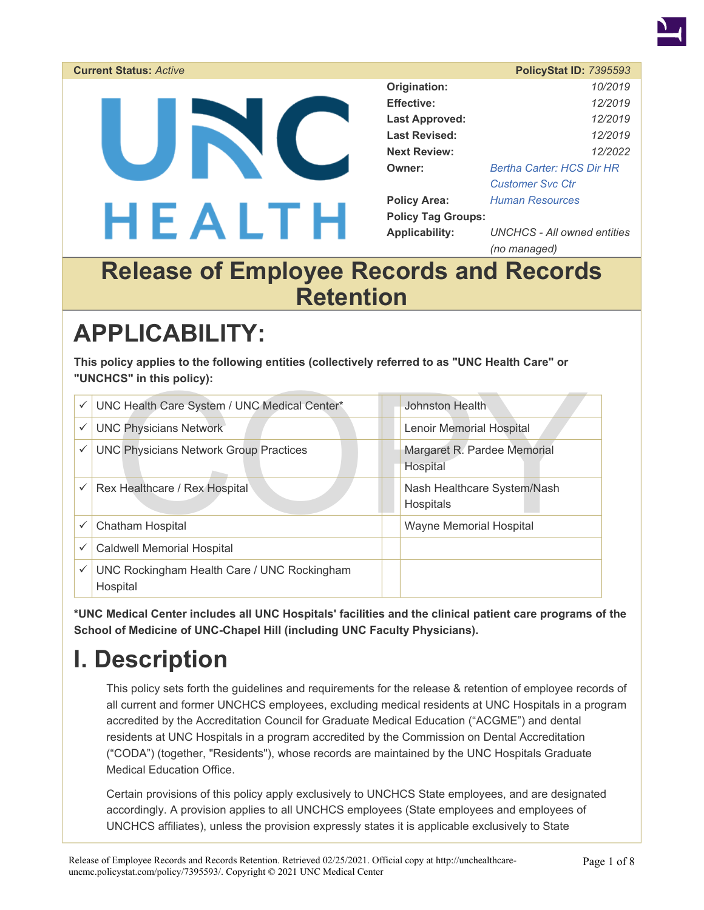**Current Status:** *Active* **PolicyStat ID:** *7395593*

| | |
|---|---|
| **Origination:** | 10/2019 |
| **Effective:** | 12/2019 |
| **Last Approved:** | 12/2019 |
| **Last Revised:** | 12/2019 |
| **Next Review:** | 12/2022 |
| **Owner:** | *Bertha Carter: HCS Dir HR Customer Svc Ctr* |
| **Policy Area:** | *Human Resources* |
| **Policy Tag Groups:** | |
| **Applicability:** | *UNCHCS - All owned entities (no managed)* |

# Release of Employee Records and Records Retention

# APPLICABILITY:

**This policy applies to the following entities (collectively referred to as "UNC Health Care" or "UNCHCS" in this policy):**

| | | | |
|---|---|---|---|
| ✓ | UNC Health Care System / UNC Medical Center* | | Johnston Health |
| ✓ | UNC Physicians Network | | Lenoir Memorial Hospital |
| ✓ | UNC Physicians Network Group Practices | | Margaret R. Pardee Memorial Hospital |
| ✓ | Rex Healthcare / Rex Hospital | | Nash Healthcare System/Nash Hospitals |
| ✓ | Chatham Hospital | | Wayne Memorial Hospital |
| ✓ | Caldwell Memorial Hospital | | |
| ✓ | UNC Rockingham Health Care / UNC Rockingham Hospital | | |

**\*UNC Medical Center includes all UNC Hospitals' facilities and the clinical patient care programs of the School of Medicine of UNC-Chapel Hill (including UNC Faculty Physicians).**

# I. Description

This policy sets forth the guidelines and requirements for the release & retention of employee records of all current and former UNCHCS employees, excluding medical residents at UNC Hospitals in a program accredited by the Accreditation Council for Graduate Medical Education ("ACGME") and dental residents at UNC Hospitals in a program accredited by the Commission on Dental Accreditation ("CODA") (together, "Residents"), whose records are maintained by the UNC Hospitals Graduate Medical Education Office.

Certain provisions of this policy apply exclusively to UNCHCS State employees, and are designated accordingly. A provision applies to all UNCHCS employees (State employees and employees of UNCHCS affiliates), unless the provision expressly states it is applicable exclusively to State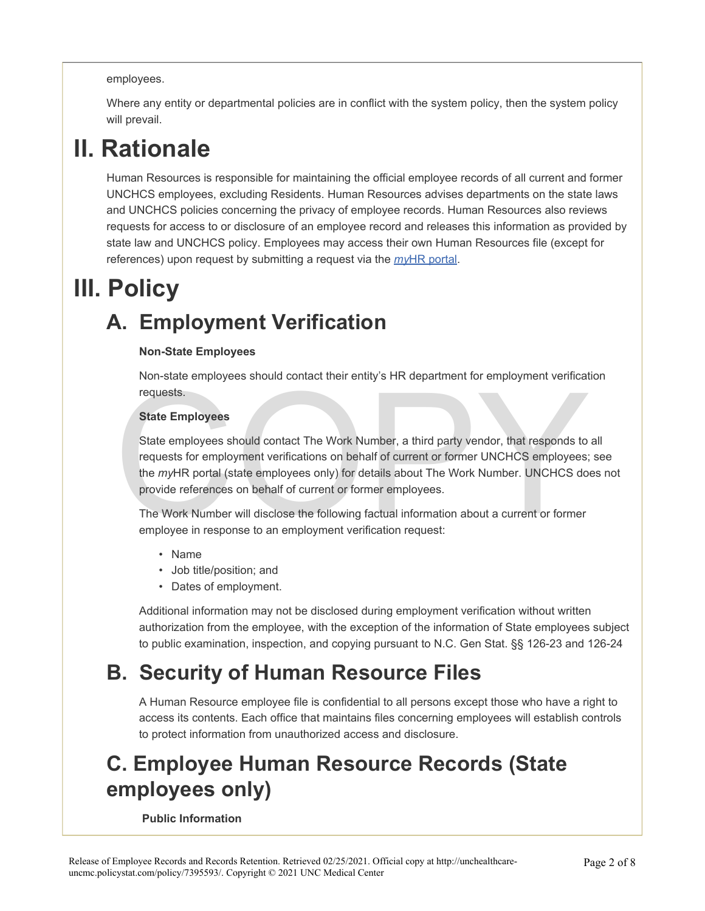employees.

Where any entity or departmental policies are in conflict with the system policy, then the system policy will prevail.

# II. Rationale

Human Resources is responsible for maintaining the official employee records of all current and former UNCHCS employees, excluding Residents. Human Resources advises departments on the state laws and UNCHCS policies concerning the privacy of employee records. Human Resources also reviews requests for access to or disclosure of an employee record and releases this information as provided by state law and UNCHCS policy. Employees may access their own Human Resources file (except for references) upon request by submitting a request via the *my*HR portal.

# III. Policy

## A. Employment Verification

**Non-State Employees**

Non-state employees should contact their entity's HR department for employment verification requests.

**State Employees**

State employees should contact The Work Number, a third party vendor, that responds to all requests for employment verifications on behalf of current or former UNCHCS employees; see the *my*HR portal (state employees only) for details about The Work Number. UNCHCS does not provide references on behalf of current or former employees.

The Work Number will disclose the following factual information about a current or former employee in response to an employment verification request:

- Name
- Job title/position; and
- Dates of employment.

Additional information may not be disclosed during employment verification without written authorization from the employee, with the exception of the information of State employees subject to public examination, inspection, and copying pursuant to N.C. Gen Stat. §§ 126-23 and 126-24

## B. Security of Human Resource Files

A Human Resource employee file is confidential to all persons except those who have a right to access its contents. Each office that maintains files concerning employees will establish controls to protect information from unauthorized access and disclosure.

## C. Employee Human Resource Records (State employees only)

**Public Information**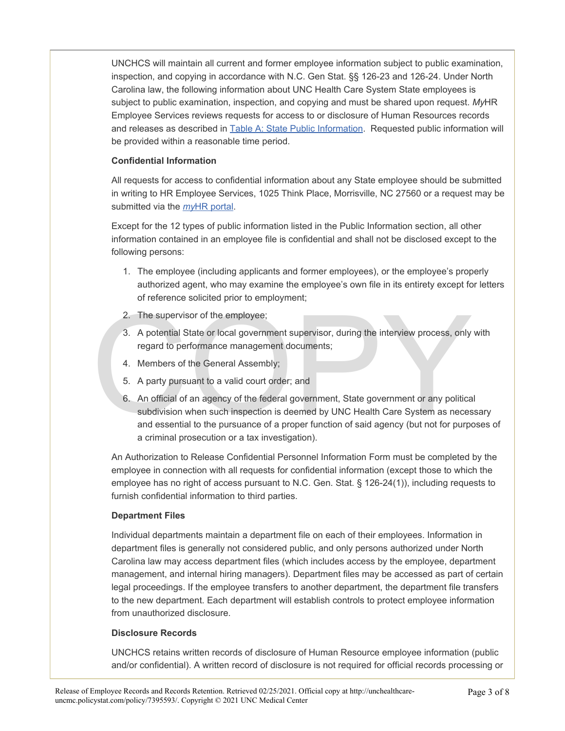UNCHCS will maintain all current and former employee information subject to public examination, inspection, and copying in accordance with N.C. Gen Stat. §§ 126-23 and 126-24. Under North Carolina law, the following information about UNC Health Care System State employees is subject to public examination, inspection, and copying and must be shared upon request. *My*HR Employee Services reviews requests for access to or disclosure of Human Resources records and releases as described in [Table A: State Public Information](). Requested public information will be provided within a reasonable time period.

**Confidential Information**

All requests for access to confidential information about any State employee should be submitted in writing to HR Employee Services, 1025 Think Place, Morrisville, NC 27560 or a request may be submitted via the [*my*HR portal]().

Except for the 12 types of public information listed in the Public Information section, all other information contained in an employee file is confidential and shall not be disclosed except to the following persons:

1. The employee (including applicants and former employees), or the employee's properly authorized agent, who may examine the employee's own file in its entirety except for letters of reference solicited prior to employment;
2. The supervisor of the employee;
3. A potential State or local government supervisor, during the interview process, only with regard to performance management documents;
4. Members of the General Assembly;
5. A party pursuant to a valid court order; and
6. An official of an agency of the federal government, State government or any political subdivision when such inspection is deemed by UNC Health Care System as necessary and essential to the pursuance of a proper function of said agency (but not for purposes of a criminal prosecution or a tax investigation).

An Authorization to Release Confidential Personnel Information Form must be completed by the employee in connection with all requests for confidential information (except those to which the employee has no right of access pursuant to N.C. Gen. Stat. § 126-24(1)), including requests to furnish confidential information to third parties.

**Department Files**

Individual departments maintain a department file on each of their employees. Information in department files is generally not considered public, and only persons authorized under North Carolina law may access department files (which includes access by the employee, department management, and internal hiring managers). Department files may be accessed as part of certain legal proceedings. If the employee transfers to another department, the department file transfers to the new department. Each department will establish controls to protect employee information from unauthorized disclosure.

**Disclosure Records**

UNCHCS retains written records of disclosure of Human Resource employee information (public and/or confidential). A written record of disclosure is not required for official records processing or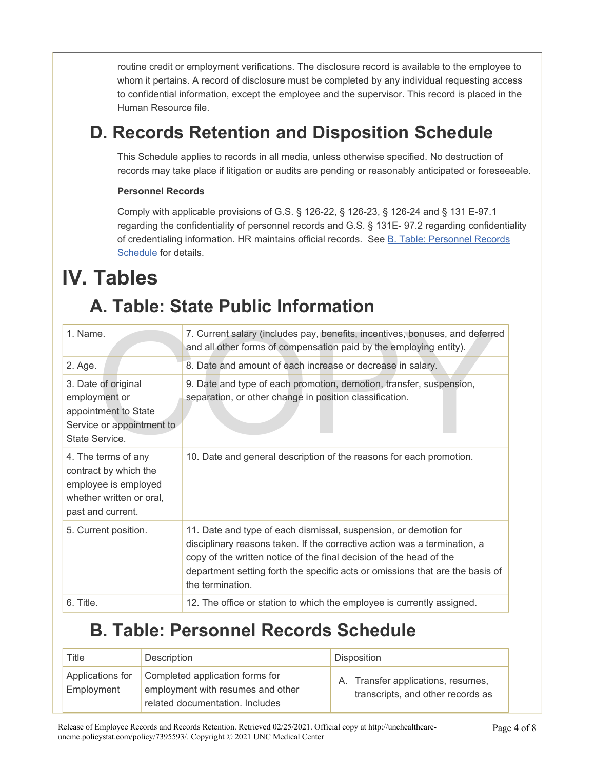routine credit or employment verifications. The disclosure record is available to the employee to whom it pertains. A record of disclosure must be completed by any individual requesting access to confidential information, except the employee and the supervisor. This record is placed in the Human Resource file.

## D. Records Retention and Disposition Schedule

This Schedule applies to records in all media, unless otherwise specified. No destruction of records may take place if litigation or audits are pending or reasonably anticipated or foreseeable.

**Personnel Records**

Comply with applicable provisions of G.S. § 126-22, § 126-23, § 126-24 and § 131 E-97.1 regarding the confidentiality of personnel records and G.S. § 131E- 97.2 regarding confidentiality of credentialing information. HR maintains official records. See B. Table: Personnel Records Schedule for details.

# IV. Tables

## A. Table: State Public Information

| | |
|---|---|
| 1. Name. | 7. Current salary (includes pay, benefits, incentives, bonuses, and deferred and all other forms of compensation paid by the employing entity). |
| 2. Age. | 8. Date and amount of each increase or decrease in salary. |
| 3. Date of original employment or appointment to State Service or appointment to State Service. | 9. Date and type of each promotion, demotion, transfer, suspension, separation, or other change in position classification. |
| 4. The terms of any contract by which the employee is employed whether written or oral, past and current. | 10. Date and general description of the reasons for each promotion. |
| 5. Current position. | 11. Date and type of each dismissal, suspension, or demotion for disciplinary reasons taken. If the corrective action was a termination, a copy of the written notice of the final decision of the head of the department setting forth the specific acts or omissions that are the basis of the termination. |
| 6. Title. | 12. The office or station to which the employee is currently assigned. |

## B. Table: Personnel Records Schedule

| Title | Description | Disposition |
|---|---|---|
| Applications for Employment | Completed application forms for employment with resumes and other related documentation. Includes | A. Transfer applications, resumes, transcripts, and other records as |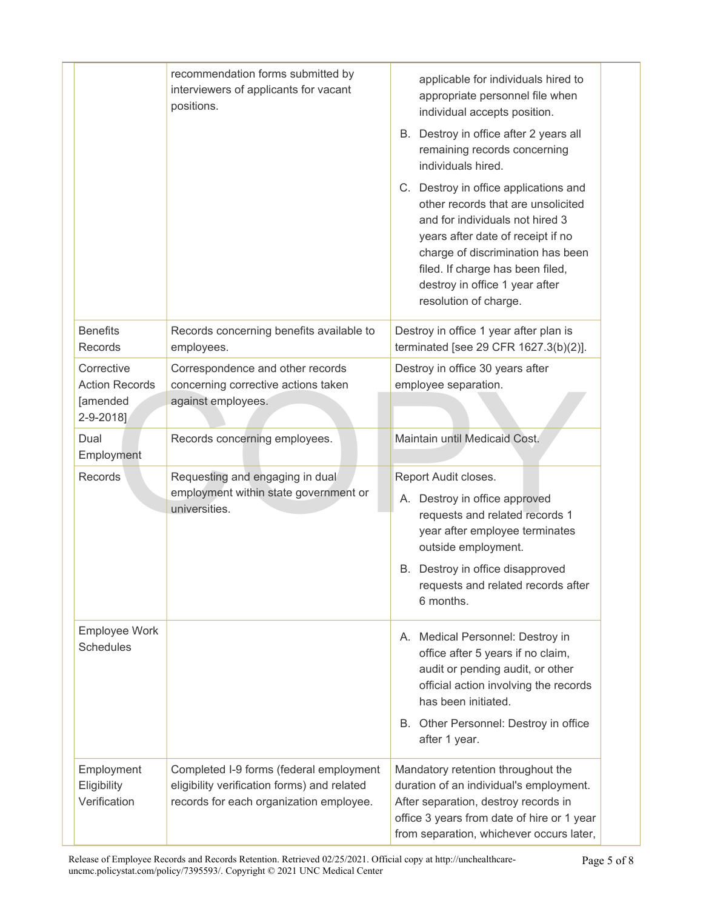| | | |
|---|---|---|
| | recommendation forms submitted by interviewers of applicants for vacant positions. | applicable for individuals hired to appropriate personnel file when individual accepts position.<br>B. Destroy in office after 2 years all remaining records concerning individuals hired.<br>C. Destroy in office applications and other records that are unsolicited and for individuals not hired 3 years after date of receipt if no charge of discrimination has been filed. If charge has been filed, destroy in office 1 year after resolution of charge. |
| Benefits Records | Records concerning benefits available to employees. | Destroy in office 1 year after plan is terminated [see 29 CFR 1627.3(b)(2)]. |
| Corrective Action Records [amended 2-9-2018] | Correspondence and other records concerning corrective actions taken against employees. | Destroy in office 30 years after employee separation. |
| Dual Employment | Records concerning employees. | Maintain until Medicaid Cost. |
| Records | Requesting and engaging in dual employment within state government or universities. | Report Audit closes.<br>A. Destroy in office approved requests and related records 1 year after employee terminates outside employment.<br>B. Destroy in office disapproved requests and related records after 6 months. |
| Employee Work Schedules | | A. Medical Personnel: Destroy in office after 5 years if no claim, audit or pending audit, or other official action involving the records has been initiated.<br>B. Other Personnel: Destroy in office after 1 year. |
| Employment Eligibility Verification | Completed I-9 forms (federal employment eligibility verification forms) and related records for each organization employee. | Mandatory retention throughout the duration of an individual's employment. After separation, destroy records in office 3 years from date of hire or 1 year from separation, whichever occurs later, |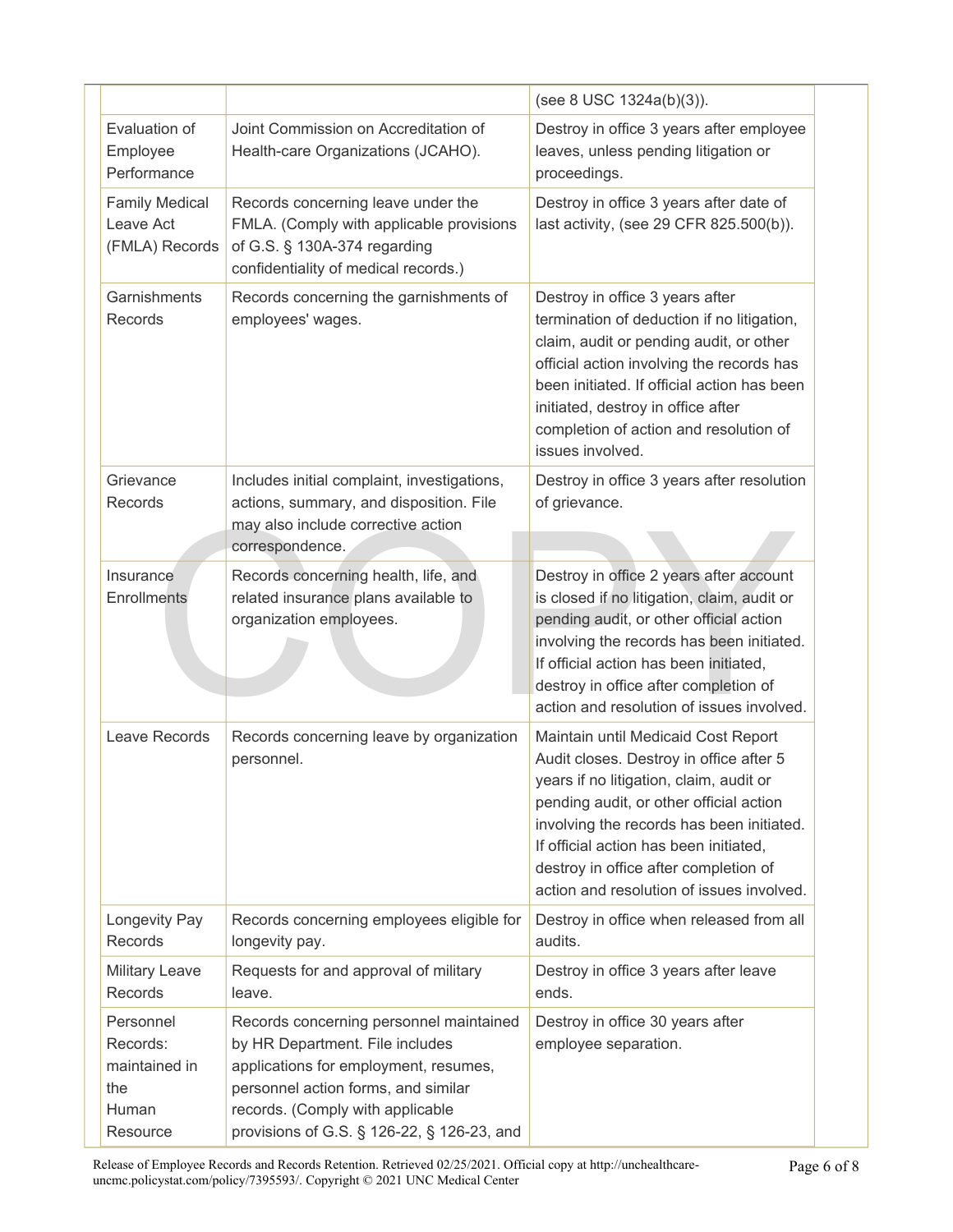| | | |
|---|---|---|
| | | (see 8 USC 1324a(b)(3)). |
| Evaluation of Employee Performance | Joint Commission on Accreditation of Health-care Organizations (JCAHO). | Destroy in office 3 years after employee leaves, unless pending litigation or proceedings. |
| Family Medical Leave Act (FMLA) Records | Records concerning leave under the FMLA. (Comply with applicable provisions of G.S. § 130A-374 regarding confidentiality of medical records.) | Destroy in office 3 years after date of last activity, (see 29 CFR 825.500(b)). |
| Garnishments Records | Records concerning the garnishments of employees' wages. | Destroy in office 3 years after termination of deduction if no litigation, claim, audit or pending audit, or other official action involving the records has been initiated. If official action has been initiated, destroy in office after completion of action and resolution of issues involved. |
| Grievance Records | Includes initial complaint, investigations, actions, summary, and disposition. File may also include corrective action correspondence. | Destroy in office 3 years after resolution of grievance. |
| Insurance Enrollments | Records concerning health, life, and related insurance plans available to organization employees. | Destroy in office 2 years after account is closed if no litigation, claim, audit or pending audit, or other official action involving the records has been initiated. If official action has been initiated, destroy in office after completion of action and resolution of issues involved. |
| Leave Records | Records concerning leave by organization personnel. | Maintain until Medicaid Cost Report Audit closes. Destroy in office after 5 years if no litigation, claim, audit or pending audit, or other official action involving the records has been initiated. If official action has been initiated, destroy in office after completion of action and resolution of issues involved. |
| Longevity Pay Records | Records concerning employees eligible for longevity pay. | Destroy in office when released from all audits. |
| Military Leave Records | Requests for and approval of military leave. | Destroy in office 3 years after leave ends. |
| Personnel Records: maintained in the Human Resource | Records concerning personnel maintained by HR Department. File includes applications for employment, resumes, personnel action forms, and similar records. (Comply with applicable provisions of G.S. § 126-22, § 126-23, and | Destroy in office 30 years after employee separation. |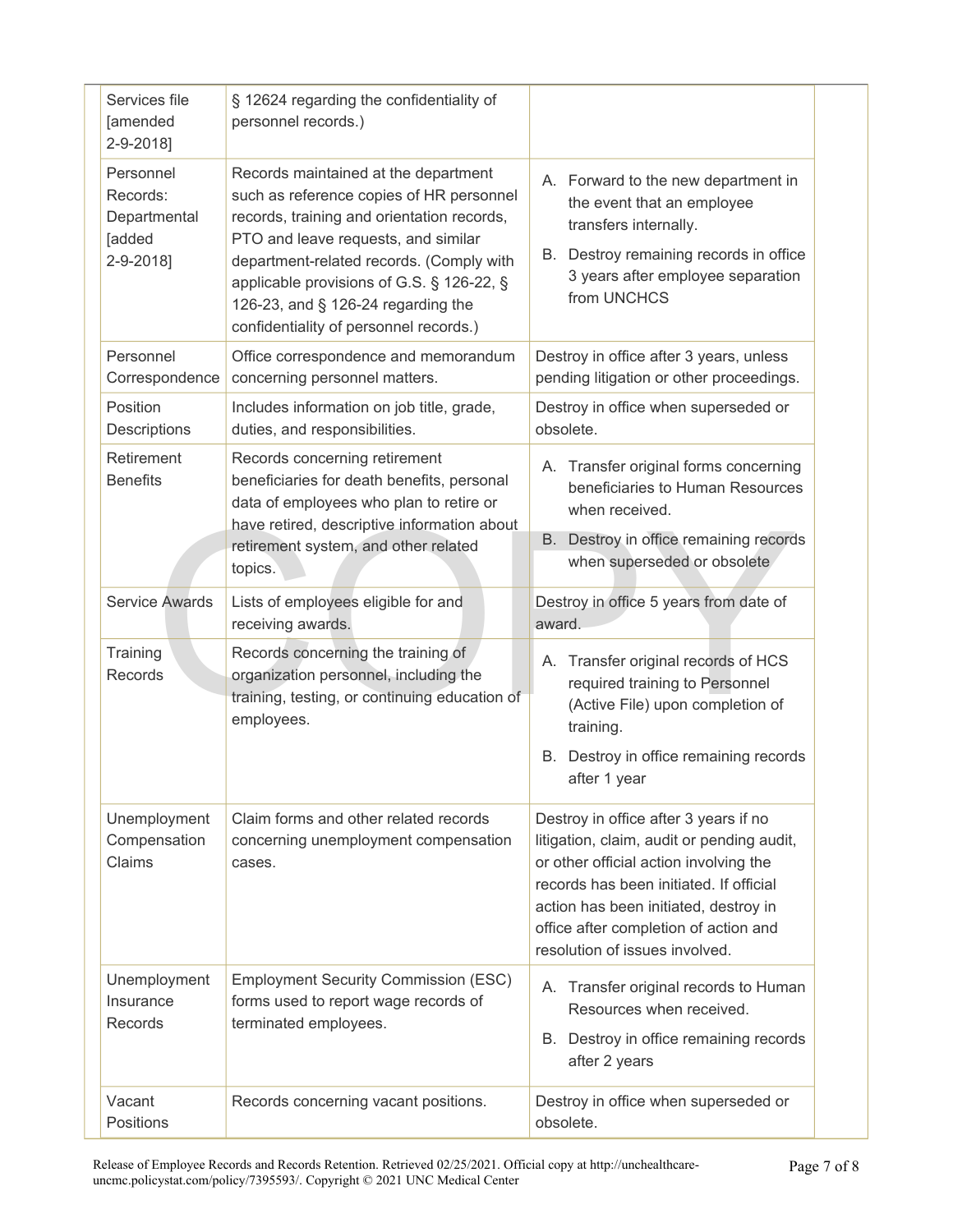| | | |
|---|---|---|
| Services file [amended 2-9-2018] | § 12624 regarding the confidentiality of personnel records.) | |
| Personnel Records: Departmental [added 2-9-2018] | Records maintained at the department such as reference copies of HR personnel records, training and orientation records, PTO and leave requests, and similar department-related records. (Comply with applicable provisions of G.S. § 126-22, § 126-23, and § 126-24 regarding the confidentiality of personnel records.) | A. Forward to the new department in the event that an employee transfers internally.<br>B. Destroy remaining records in office 3 years after employee separation from UNCHCS |
| Personnel Correspondence | Office correspondence and memorandum concerning personnel matters. | Destroy in office after 3 years, unless pending litigation or other proceedings. |
| Position Descriptions | Includes information on job title, grade, duties, and responsibilities. | Destroy in office when superseded or obsolete. |
| Retirement Benefits | Records concerning retirement beneficiaries for death benefits, personal data of employees who plan to retire or have retired, descriptive information about retirement system, and other related topics. | A. Transfer original forms concerning beneficiaries to Human Resources when received.<br>B. Destroy in office remaining records when superseded or obsolete |
| Service Awards | Lists of employees eligible for and receiving awards. | Destroy in office 5 years from date of award. |
| Training Records | Records concerning the training of organization personnel, including the training, testing, or continuing education of employees. | A. Transfer original records of HCS required training to Personnel (Active File) upon completion of training.<br>B. Destroy in office remaining records after 1 year |
| Unemployment Compensation Claims | Claim forms and other related records concerning unemployment compensation cases. | Destroy in office after 3 years if no litigation, claim, audit or pending audit, or other official action involving the records has been initiated. If official action has been initiated, destroy in office after completion of action and resolution of issues involved. |
| Unemployment Insurance Records | Employment Security Commission (ESC) forms used to report wage records of terminated employees. | A. Transfer original records to Human Resources when received.<br>B. Destroy in office remaining records after 2 years |
| Vacant Positions | Records concerning vacant positions. | Destroy in office when superseded or obsolete. |

Release of Employee Records and Records Retention. Retrieved 02/25/2021. Official copy at http://unchealthcare-uncmc.policystat.com/policy/7395593/. Copyright © 2021 UNC Medical Center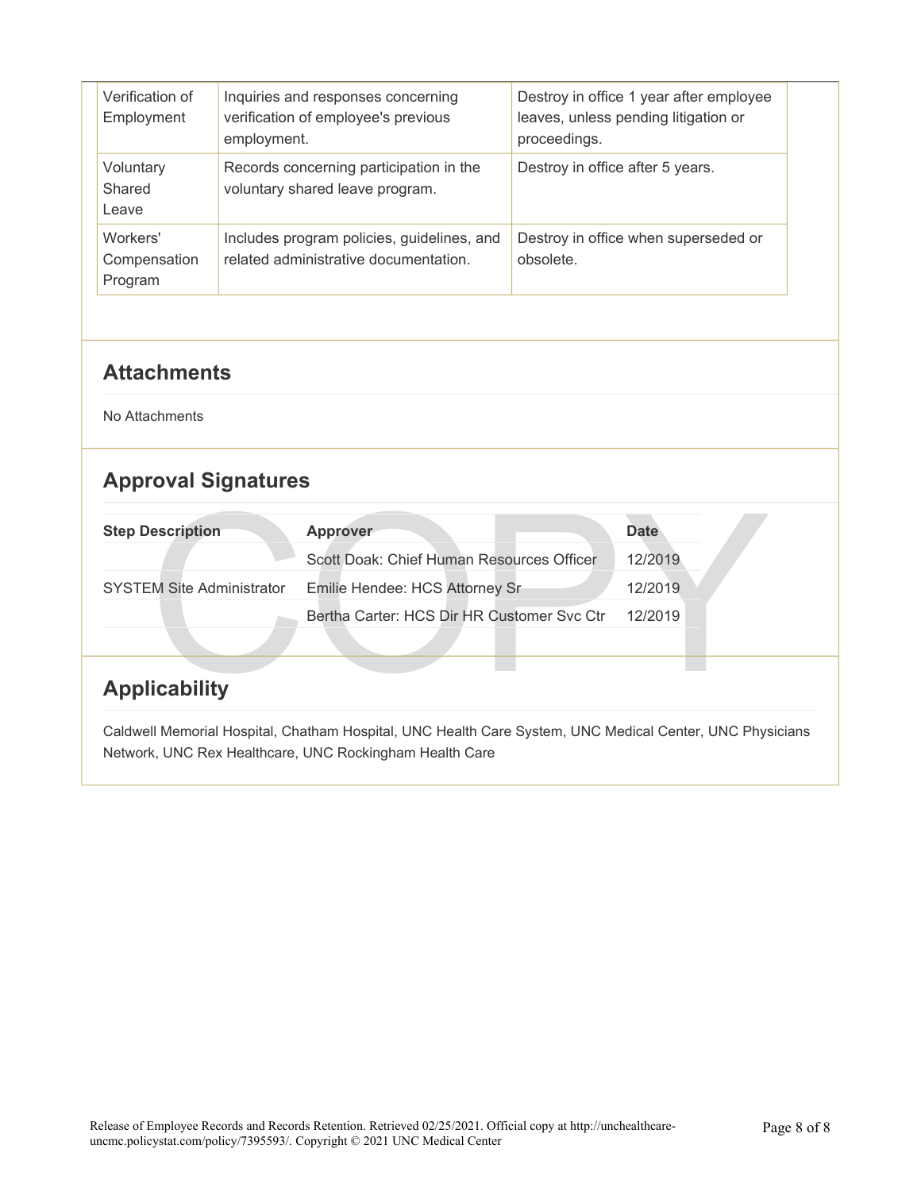| | | |
|---|---|---|
| Verification of Employment | Inquiries and responses concerning verification of employee's previous employment. | Destroy in office 1 year after employee leaves, unless pending litigation or proceedings. |
| Voluntary Shared Leave | Records concerning participation in the voluntary shared leave program. | Destroy in office after 5 years. |
| Workers' Compensation Program | Includes program policies, guidelines, and related administrative documentation. | Destroy in office when superseded or obsolete. |

## Attachments

No Attachments

## Approval Signatures

| Step Description | Approver | Date |
|---|---|---|
| | Scott Doak: Chief Human Resources Officer | 12/2019 |
| SYSTEM Site Administrator | Emilie Hendee: HCS Attorney Sr | 12/2019 |
| | Bertha Carter: HCS Dir HR Customer Svc Ctr | 12/2019 |

## Applicability

Caldwell Memorial Hospital, Chatham Hospital, UNC Health Care System, UNC Medical Center, UNC Physicians Network, UNC Rex Healthcare, UNC Rockingham Health Care